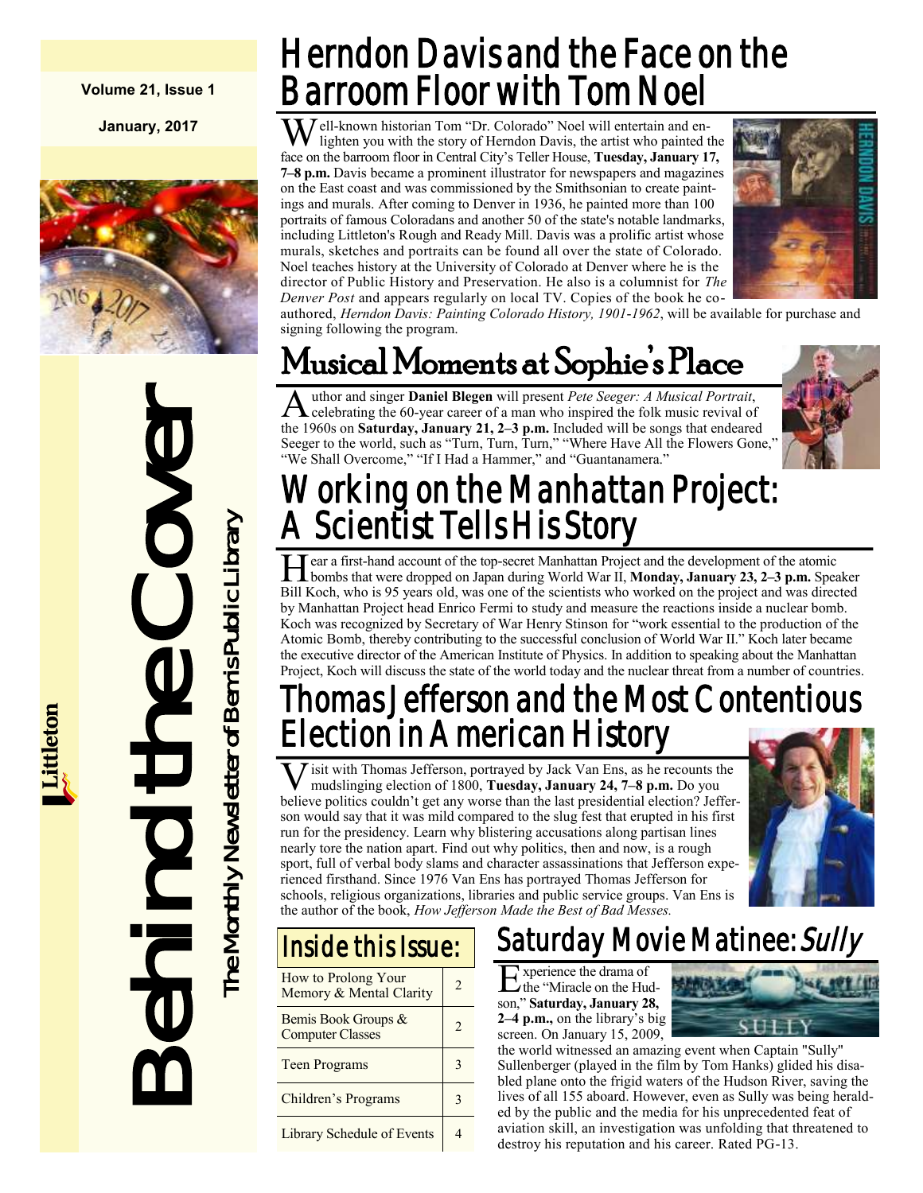Volume 21, Issue 1

January, 2017

# Behind the Cover

*The Monthly Newsletter of Bemis Public Library*

Littleton

## Herndon Davis and the Face on the Barroom Floor with Tom Noel

Well-known historian Tom "Dr. Colorado" Noel will entertain and enlighten you with the story of Herndon Davis, the artist who painted the face on the barroom floor in Central City's Teller House, **Tuesday, January 17, 7–8 p.m.** Davis became a prominent illustrator for newspapers and magazines on the East coast and was commissioned by the Smithsonian to create paintings and murals. After coming to Denver in 1936, he painted more than 100 portraits of famous Coloradans and another 50 of the state's notable landmarks, including Littleton's Rough and Ready Mill. Davis was a prolific artist whose murals, sketches and portraits can be found all over the state of Colorado. Noel teaches history at the University of Colorado at Denver where he is the director of Public History and Preservation. He also is a columnist for *The Denver Post* and appears regularly on local TV. Copies of the book he co-authored, *Herndon Davis: Painting Colorado History, 1901-1962*, will be available for purchase and signing following the program.

## Musical Moments at Sophie's Place

Author and singer **Daniel Blegen** will present *Pete Seeger: A Musical Portrait*, celebrating the 60-year career of a man who inspired the folk music revival of the 1960s on **Saturday, January 21, 2–3 p.m.** Included will be songs that endeared Seeger to the world, such as "Turn, Turn, Turn," "Where Have All the Flowers Gone," "We Shall Overcome," "If I Had a Hammer," and "Guantanamera."

## Working on the Manhattan Project: A Scientist Tells His Story

Hear a first-hand account of the top-secret Manhattan Project and the development of the atomic bombs that were dropped on Japan during World War II, **Monday, January 23, 2–3 p.m.** Speaker Bill Koch, who is 95 years old, was one of the scientists who worked on the project and was directed by Manhattan Project head Enrico Fermi to study and measure the reactions inside a nuclear bomb. Koch was recognized by Secretary of War Henry Stinson for "work essential to the production of the Atomic Bomb, thereby contributing to the successful conclusion of World War II." Koch later became the executive director of the American Institute of Physics. In addition to speaking about the Manhattan Project, Koch will discuss the state of the world today and the nuclear threat from a number of countries.

## Thomas Jefferson and the Most Contentious Election in American History

Visit with Thomas Jefferson, portrayed by Jack Van Ens, as he recounts the mudslinging election of 1800, **Tuesday, January 24, 7–8 p.m.** Do you believe politics couldn't get any worse than the last presidential election? Jefferson would say that it was mild compared to the slug fest that erupted in his first run for the presidency. Learn why blistering accusations along partisan lines nearly tore the nation apart. Find out why politics, then and now, is a rough sport, full of verbal body slams and character assassinations that Jefferson experienced firsthand. Since 1976 Van Ens has portrayed Thomas Jefferson for schools, religious organizations, libraries and public service groups. Van Ens is the author of the book, *How Jefferson Made the Best of Bad Messes.*

## Inside this Issue:

| | |
|---|---|
| How to Prolong Your Memory & Mental Clarity | 2 |
| Bemis Book Groups & Computer Classes | 2 |
| Teen Programs | 3 |
| Children's Programs | 3 |
| Library Schedule of Events | 4 |

## Saturday Movie Matinee: *Sully*

Experience the drama of the "Miracle on the Hudson," **Saturday, January 28, 2–4 p.m.,** on the library's big screen. On January 15, 2009, the world witnessed an amazing event when Captain "Sully" Sullenberger (played in the film by Tom Hanks) glided his disabled plane onto the frigid waters of the Hudson River, saving the lives of all 155 aboard. However, even as Sully was being heralded by the public and the media for his unprecedented feat of aviation skill, an investigation was unfolding that threatened to destroy his reputation and his career. Rated PG-13.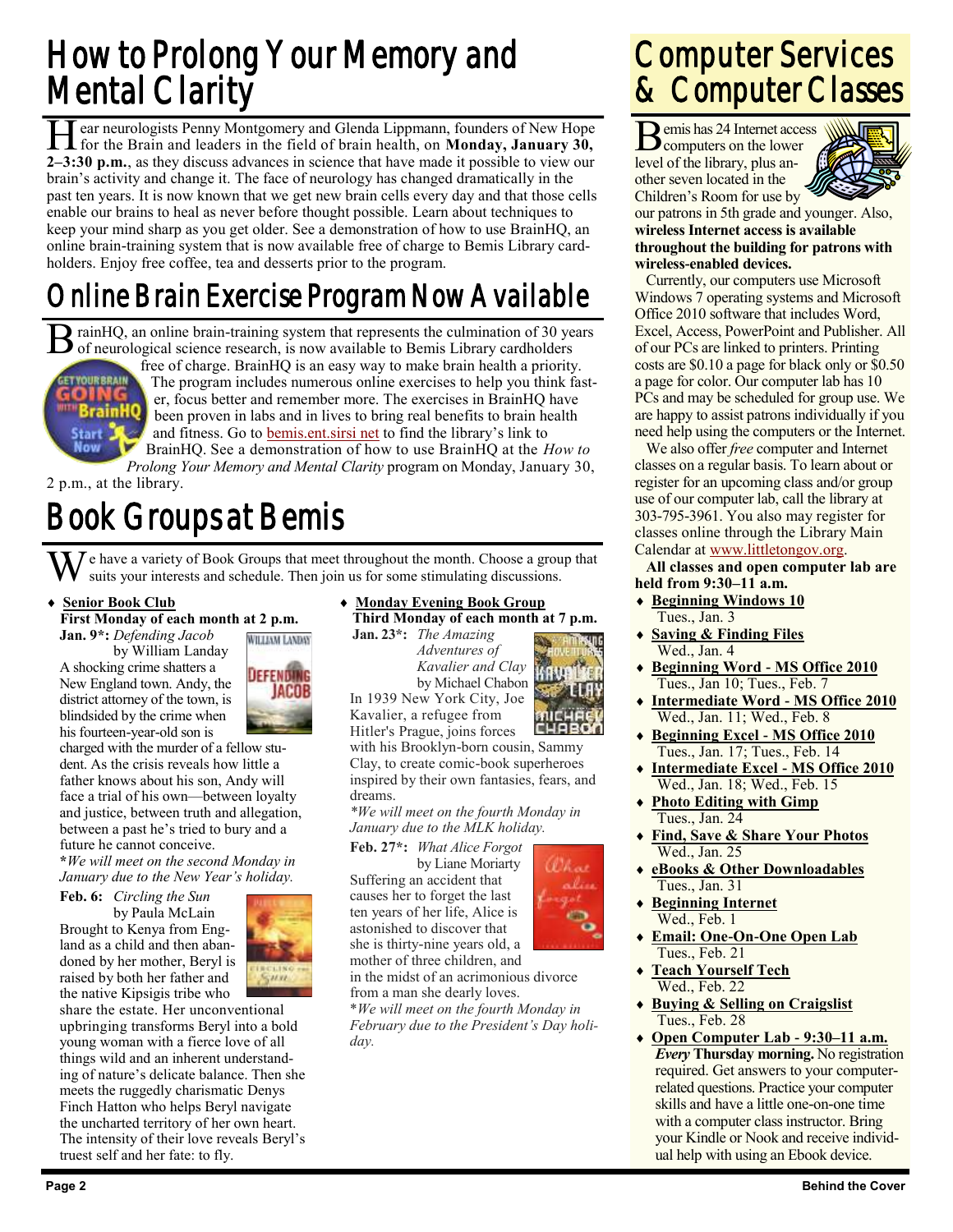# How to Prolong Your Memory and Mental Clarity

Hear neurologists Penny Montgomery and Glenda Lippmann, founders of New Hope for the Brain and leaders in the field of brain health, on **Monday, January 30, 2–3:30 p.m.**, as they discuss advances in science that have made it possible to view our brain's activity and change it. The face of neurology has changed dramatically in the past ten years. It is now known that we get new brain cells every day and that those cells enable our brains to heal as never before thought possible. Learn about techniques to keep your mind sharp as you get older. See a demonstration of how to use BrainHQ, an online brain-training system that is now available free of charge to Bemis Library cardholders. Enjoy free coffee, tea and desserts prior to the program.

# Online Brain Exercise Program Now Available

BrainHQ, an online brain-training system that represents the culmination of 30 years of neurological science research, is now available to Bemis Library cardholders free of charge. BrainHQ is an easy way to make brain health a priority. The program includes numerous online exercises to help you think faster, focus better and remember more. The exercises in BrainHQ have been proven in labs and in lives to bring real benefits to brain health and fitness. Go to bemis.ent.sirsi.net to find the library's link to BrainHQ. See a demonstration of how to use BrainHQ at the *How to Prolong Your Memory and Mental Clarity* program on Monday, January 30, 2 p.m., at the library.

# Book Groups at Bemis

We have a variety of Book Groups that meet throughout the month. Choose a group that suits your interests and schedule. Then join us for some stimulating discussions.

- **Senior Book Club**
  **First Monday of each month at 2 p.m.**

**Jan. 9\*:** *Defending Jacob* by William Landay

A shocking crime shatters a New England town. Andy, the district attorney of the town, is blindsided by the crime when his fourteen-year-old son is charged with the murder of a fellow student. As the crisis reveals how little a father knows about his son, Andy will face a trial of his own—between loyalty and justice, between truth and allegation, between a past he's tried to bury and a future he cannot conceive.

**\****We will meet on the second Monday in January due to the New Year's holiday.*

**Feb. 6:** *Circling the Sun* by Paula McLain

Brought to Kenya from England as a child and then abandoned by her mother, Beryl is raised by both her father and the native Kipsigis tribe who share the estate. Her unconventional upbringing transforms Beryl into a bold young woman with a fierce love of all things wild and an inherent understanding of nature's delicate balance. Then she meets the ruggedly charismatic Denys Finch Hatton who helps Beryl navigate the uncharted territory of her own heart. The intensity of their love reveals Beryl's truest self and her fate: to fly.

- **Monday Evening Book Group**
  **Third Monday of each month at 7 p.m.**

**Jan. 23\*:** *The Amazing Adventures of Kavalier and Clay* by Michael Chabon

In 1939 New York City, Joe Kavalier, a refugee from Hitler's Prague, joins forces with his Brooklyn-born cousin, Sammy Clay, to create comic-book superheroes inspired by their own fantasies, fears, and dreams.

*\*We will meet on the fourth Monday in January due to the MLK holiday.*

**Feb. 27\*:** *What Alice Forgot* by Liane Moriarty

Suffering an accident that causes her to forget the last ten years of her life, Alice is astonished to discover that she is thirty-nine years old, a mother of three children, and in the midst of an acrimonious divorce from a man she dearly loves.

\**We will meet on the fourth Monday in February due to the President's Day holiday.*

# Computer Services & Computer Classes

Bemis has 24 Internet access computers on the lower level of the library, plus another seven located in the Children's Room for use by our patrons in 5th grade and younger. Also, **wireless Internet access is available throughout the building for patrons with wireless-enabled devices.**

Currently, our computers use Microsoft Windows 7 operating systems and Microsoft Office 2010 software that includes Word, Excel, Access, PowerPoint and Publisher. All of our PCs are linked to printers. Printing costs are $0.10 a page for black only or $0.50 a page for color. Our computer lab has 10 PCs and may be scheduled for group use. We are happy to assist patrons individually if you need help using the computers or the Internet.

We also offer *free* computer and Internet classes on a regular basis. To learn about or register for an upcoming class and/or group use of our computer lab, call the library at 303-795-3961. You also may register for classes online through the Library Main Calendar at www.littletongov.org.

**All classes and open computer lab are held from 9:30–11 a.m.**

- **Beginning Windows 10**
  Tues., Jan. 3
- **Saving & Finding Files**
  Wed., Jan. 4
- **Beginning Word - MS Office 2010**
  Tues., Jan 10; Tues., Feb. 7
- **Intermediate Word - MS Office 2010**
  Wed., Jan. 11; Wed., Feb. 8
- **Beginning Excel - MS Office 2010**
  Tues., Jan. 17; Tues., Feb. 14
- **Intermediate Excel - MS Office 2010**
  Wed., Jan. 18; Wed., Feb. 15
- **Photo Editing with Gimp**
  Tues., Jan. 24
- **Find, Save & Share Your Photos**
  Wed., Jan. 25
- **eBooks & Other Downloadables**
  Tues., Jan. 31
- **Beginning Internet**
  Wed., Feb. 1
- **Email: One-On-One Open Lab**
  Tues., Feb. 21
- **Teach Yourself Tech**
  Wed., Feb. 22
- **Buying & Selling on Craigslist**
  Tues., Feb. 28
- **Open Computer Lab - 9:30–11 a.m.**
  ***Every* Thursday morning.** No registration required. Get answers to your computer-related questions. Practice your computer skills and have a little one-on-one time with a computer class instructor. Bring your Kindle or Nook and receive individual help with using an Ebook device.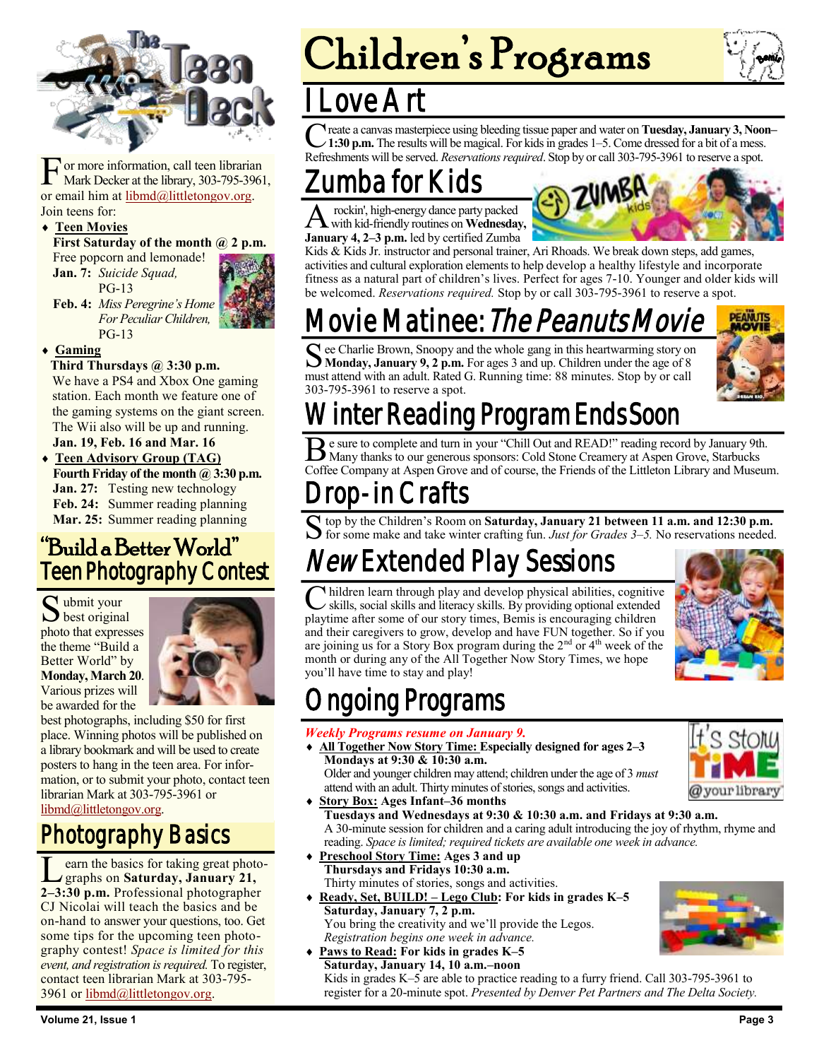For more information, call teen librarian Mark Decker at the library, 303-795-3961, or email him at libmd@littletongov.org. Join teens for:

- **Teen Movies**
  **First Saturday of the month @ 2 p.m.**
  Free popcorn and lemonade!
  **Jan. 7:** *Suicide Squad,* PG-13
  **Feb. 4:** *Miss Peregrine's Home For Peculiar Children,* PG-13
- **Gaming**
  **Third Thursdays @ 3:30 p.m.**
  We have a PS4 and Xbox One gaming station. Each month we feature one of the gaming systems on the giant screen. The Wii also will be up and running.
  **Jan. 19, Feb. 16 and Mar. 16**
- **Teen Advisory Group (TAG)**
  **Fourth Friday of the month @ 3:30 p.m.**
  **Jan. 27:** Testing new technology
  **Feb. 24:** Summer reading planning
  **Mar. 25:** Summer reading planning

## "Build a Better World" Teen Photography Contest

Submit your best original photo that expresses the theme "Build a Better World" by **Monday, March 20**. Various prizes will be awarded for the best photographs, including $50 for first place. Winning photos will be published on a library bookmark and will be used to create posters to hang in the teen area. For information, or to submit your photo, contact teen librarian Mark at 303-795-3961 or libmd@littletongov.org.

## Photography Basics

Learn the basics for taking great photographs on **Saturday, January 21, 2–3:30 p.m.** Professional photographer CJ Nicolai will teach the basics and be on-hand to answer your questions, too. Get some tips for the upcoming teen photography contest! *Space is limited for this event, and registration is required.* To register, contact teen librarian Mark at 303-795-3961 or libmd@littletongov.org.

# Children's Programs

## I Love Art

Create a canvas masterpiece using bleeding tissue paper and water on **Tuesday, January 3, Noon–1:30 p.m.** The results will be magical. For kids in grades 1–5. Come dressed for a bit of a mess. Refreshments will be served. *Reservations required*. Stop by or call 303-795-3961 to reserve a spot.

## Zumba for Kids

A rockin', high-energy dance party packed with kid-friendly routines on **Wednesday, January 4, 2–3 p.m.** led by certified Zumba Kids & Kids Jr. instructor and personal trainer, Ari Rhoads. We break down steps, add games, activities and cultural exploration elements to help develop a healthy lifestyle and incorporate fitness as a natural part of children's lives. Perfect for ages 7-10. Younger and older kids will be welcomed. *Reservations required.* Stop by or call 303-795-3961 to reserve a spot.

## Movie Matinee: *The Peanuts Movie*

See Charlie Brown, Snoopy and the whole gang in this heartwarming story on **Monday, January 9, 2 p.m.** For ages 3 and up. Children under the age of 8 must attend with an adult. Rated G. Running time: 88 minutes. Stop by or call 303-795-3961 to reserve a spot.

## Winter Reading Program Ends Soon

Be sure to complete and turn in your "Chill Out and READ!" reading record by January 9th. Many thanks to our generous sponsors: Cold Stone Creamery at Aspen Grove, Starbucks Coffee Company at Aspen Grove and of course, the Friends of the Littleton Library and Museum.

## Drop-in Crafts

Stop by the Children's Room on **Saturday, January 21 between 11 a.m. and 12:30 p.m.** for some make and take winter crafting fun. *Just for Grades 3–5.* No reservations needed.

## *New* Extended Play Sessions

Children learn through play and develop physical abilities, cognitive skills, social skills and literacy skills. By providing optional extended playtime after some of our story times, Bemis is encouraging children and their caregivers to grow, develop and have FUN together. So if you are joining us for a Story Box program during the 2nd or 4th week of the month or during any of the All Together Now Story Times, we hope you'll have time to stay and play!

## Ongoing Programs

*Weekly Programs resume on January 9.*

- **All Together Now Story Time: Especially designed for ages 2–3**
  **Mondays at 9:30 & 10:30 a.m.**
  Older and younger children may attend; children under the age of 3 *must* attend with an adult. Thirty minutes of stories, songs and activities.
- **Story Box: Ages Infant–36 months**
  **Tuesdays and Wednesdays at 9:30 & 10:30 a.m. and Fridays at 9:30 a.m.**
  A 30-minute session for children and a caring adult introducing the joy of rhythm, rhyme and reading. *Space is limited; required tickets are available one week in advance.*
- **Preschool Story Time: Ages 3 and up**
  **Thursdays and Fridays 10:30 a.m.**
  Thirty minutes of stories, songs and activities.
- **Ready, Set, BUILD! – Lego Club: For kids in grades K–5**
  **Saturday, January 7, 2 p.m.**
  You bring the creativity and we'll provide the Legos.
  *Registration begins one week in advance.*
- **Paws to Read: For kids in grades K–5**
  **Saturday, January 14, 10 a.m.–noon**
  Kids in grades K–5 are able to practice reading to a furry friend. Call 303-795-3961 to register for a 20-minute spot. *Presented by Denver Pet Partners and The Delta Society.*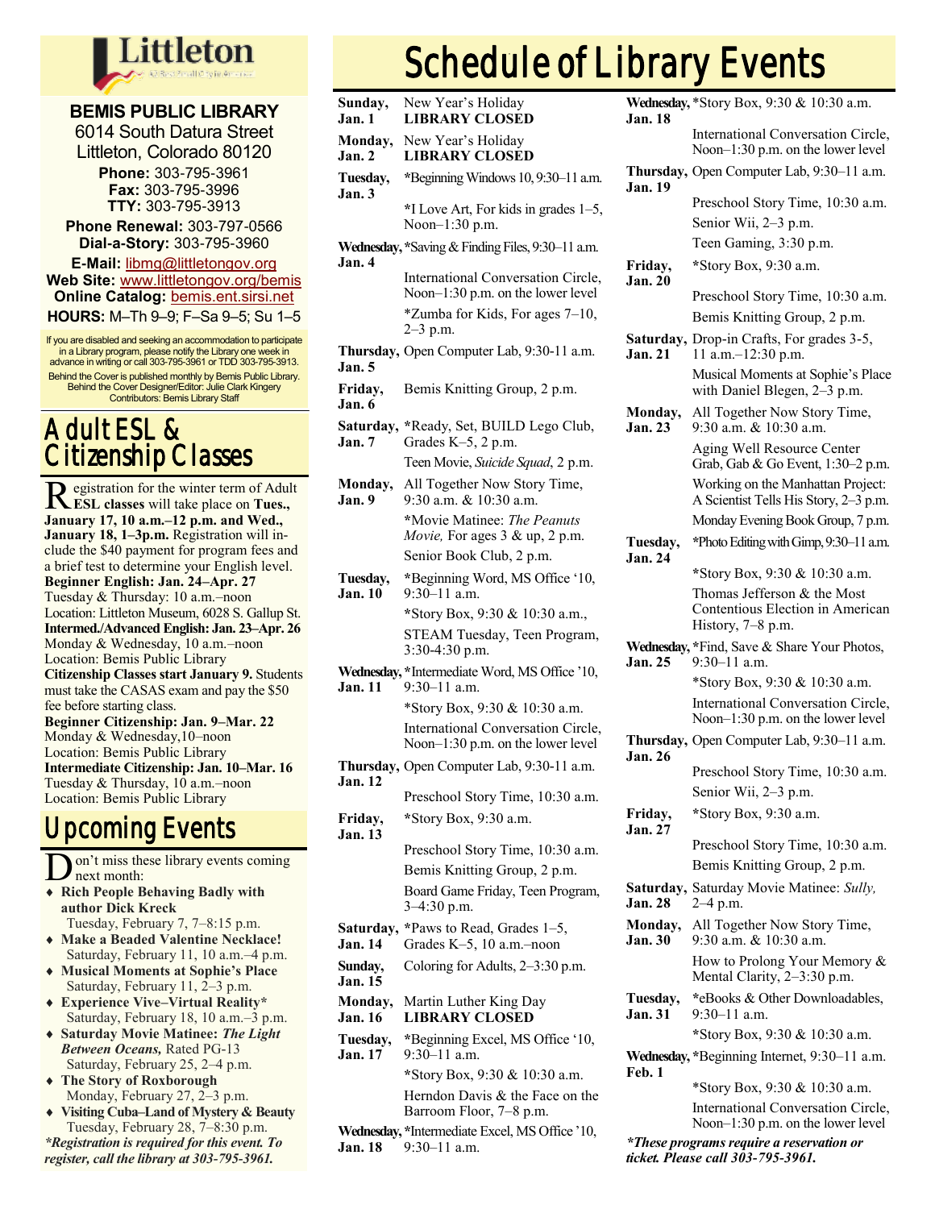Littleton

**BEMIS PUBLIC LIBRARY**
6014 South Datura Street
Littleton, Colorado 80120
**Phone:** 303-795-3961
**Fax:** 303-795-3996
**TTY:** 303-795-3913
**Phone Renewal:** 303-797-0566
**Dial-a-Story:** 303-795-3960
**E-Mail:** libmg@littletongov.org
**Web Site:** www.littletongov.org/bemis
**Online Catalog:** bemis.ent.sirsi.net
**HOURS:** M–Th 9–9; F–Sa 9–5; Su 1–5

If you are disabled and seeking an accommodation to participate in a Library program, please notify the Library one week in advance in writing or call 303-795-3961 or TDD 303-795-3913.
Behind the Cover is published monthly by Bemis Public Library.
Behind the Cover Designer/Editor: Julie Clark Kingery
Contributors: Bemis Library Staff

## Adult ESL & Citizenship Classes

Registration for the winter term of Adult **ESL classes** will take place on **Tues., January 17, 10 a.m.–12 p.m. and Wed., January 18, 1–3p.m.** Registration will include the $40 payment for program fees and a brief test to determine your English level.

**Beginner English: Jan. 24–Apr. 27**
Tuesday & Thursday: 10 a.m.–noon
Location: Littleton Museum, 6028 S. Gallup St.

**Intermed./Advanced English: Jan. 23–Apr. 26**
Monday & Wednesday, 10 a.m.–noon
Location: Bemis Public Library

**Citizenship Classes start January 9.** Students must take the CASAS exam and pay the $50 fee before starting class.

**Beginner Citizenship: Jan. 9–Mar. 22**
Monday & Wednesday,10–noon
Location: Bemis Public Library

**Intermediate Citizenship: Jan. 10–Mar. 16**
Tuesday & Thursday, 10 a.m.–noon
Location: Bemis Public Library

## Upcoming Events

Don't miss these library events coming next month:

- **Rich People Behaving Badly with author Dick Kreck**
  Tuesday, February 7, 7–8:15 p.m.
- **Make a Beaded Valentine Necklace!**
  Saturday, February 11, 10 a.m.–4 p.m.
- **Musical Moments at Sophie's Place**
  Saturday, February 11, 2–3 p.m.
- **Experience Vive–Virtual Reality***
  Saturday, February 18, 10 a.m.–3 p.m.
- **Saturday Movie Matinee: *The Light Between Oceans,*** Rated PG-13
  Saturday, February 25, 2–4 p.m.
- **The Story of Roxborough**
  Monday, February 27, 2–3 p.m.
- **Visiting Cuba–Land of Mystery & Beauty**
  Tuesday, February 28, 7–8:30 p.m.

***Registration is required for this event. To register, call the library at 303-795-3961.***

# Schedule of Library Events

**Sunday, Jan. 1**
New Year's Holiday
**LIBRARY CLOSED**

**Monday, Jan. 2**
New Year's Holiday
**LIBRARY CLOSED**

**Tuesday, Jan. 3**
*Beginning Windows 10, 9:30–11 a.m.
*I Love Art, For kids in grades 1–5, Noon–1:30 p.m.

**Wednesday, Jan. 4**
*Saving & Finding Files, 9:30–11 a.m.
International Conversation Circle, Noon–1:30 p.m. on the lower level
*Zumba for Kids, For ages 7–10, 2–3 p.m.

**Thursday, Jan. 5**
Open Computer Lab, 9:30-11 a.m.

**Friday, Jan. 6**
Bemis Knitting Group, 2 p.m.

**Saturday, Jan. 7**
*Ready, Set, BUILD Lego Club, Grades K–5, 2 p.m.
Teen Movie, *Suicide Squad*, 2 p.m.

**Monday, Jan. 9**
All Together Now Story Time, 9:30 a.m. & 10:30 a.m.
*Movie Matinee: *The Peanuts Movie,* For ages 3 & up, 2 p.m.
Senior Book Club, 2 p.m.

**Tuesday, Jan. 10**
*Beginning Word, MS Office '10, 9:30–11 a.m.
*Story Box, 9:30 & 10:30 a.m.,
STEAM Tuesday, Teen Program, 3:30-4:30 p.m.

**Wednesday, Jan. 11**
*Intermediate Word, MS Office '10, 9:30–11 a.m.
*Story Box, 9:30 & 10:30 a.m.
International Conversation Circle, Noon–1:30 p.m. on the lower level

**Thursday, Jan. 12**
Open Computer Lab, 9:30-11 a.m.
Preschool Story Time, 10:30 a.m.

**Friday, Jan. 13**
*Story Box, 9:30 a.m.
Preschool Story Time, 10:30 a.m.
Bemis Knitting Group, 2 p.m.
Board Game Friday, Teen Program, 3–4:30 p.m.

**Saturday, Jan. 14**
*Paws to Read, Grades 1–5, Grades K–5, 10 a.m.–noon

**Sunday, Jan. 15**
Coloring for Adults, 2–3:30 p.m.

**Monday, Jan. 16**
Martin Luther King Day
**LIBRARY CLOSED**

**Tuesday, Jan. 17**
*Beginning Excel, MS Office '10, 9:30–11 a.m.
*Story Box, 9:30 & 10:30 a.m.
Herndon Davis & the Face on the Barroom Floor, 7–8 p.m.

**Wednesday, Jan. 18**
*Intermediate Excel, MS Office '10, 9:30–11 a.m.
*Story Box, 9:30 & 10:30 a.m.
International Conversation Circle, Noon–1:30 p.m. on the lower level

**Thursday, Jan. 19**
Open Computer Lab, 9:30–11 a.m.
Preschool Story Time, 10:30 a.m.
Senior Wii, 2–3 p.m.
Teen Gaming, 3:30 p.m.

**Friday, Jan. 20**
*Story Box, 9:30 a.m.
Preschool Story Time, 10:30 a.m.
Bemis Knitting Group, 2 p.m.

**Saturday, Jan. 21**
Drop-in Crafts, For grades 3-5, 11 a.m.–12:30 p.m.
Musical Moments at Sophie's Place with Daniel Blegen, 2–3 p.m.

**Monday, Jan. 23**
All Together Now Story Time, 9:30 a.m. & 10:30 a.m.
Aging Well Resource Center Grab, Gab & Go Event, 1:30–2 p.m.
Working on the Manhattan Project: A Scientist Tells His Story, 2–3 p.m.
Monday Evening Book Group, 7 p.m.

**Tuesday, Jan. 24**
*Photo Editing with Gimp, 9:30–11 a.m.
*Story Box, 9:30 & 10:30 a.m.
Thomas Jefferson & the Most Contentious Election in American History, 7–8 p.m.

**Wednesday, Jan. 25**
*Find, Save & Share Your Photos, 9:30–11 a.m.
*Story Box, 9:30 & 10:30 a.m.
International Conversation Circle, Noon–1:30 p.m. on the lower level

**Thursday, Jan. 26**
Open Computer Lab, 9:30–11 a.m.
Preschool Story Time, 10:30 a.m.
Senior Wii, 2–3 p.m.

**Friday, Jan. 27**
*Story Box, 9:30 a.m.
Preschool Story Time, 10:30 a.m.
Bemis Knitting Group, 2 p.m.

**Saturday, Jan. 28**
Saturday Movie Matinee: *Sully,* 2–4 p.m.

**Monday, Jan. 30**
All Together Now Story Time, 9:30 a.m. & 10:30 a.m.
How to Prolong Your Memory & Mental Clarity, 2–3:30 p.m.

**Tuesday, Jan. 31**
*eBooks & Other Downloadables, 9:30–11 a.m.
*Story Box, 9:30 & 10:30 a.m.

**Wednesday, Feb. 1**
*Beginning Internet, 9:30–11 a.m.
*Story Box, 9:30 & 10:30 a.m.
International Conversation Circle, Noon–1:30 p.m. on the lower level

***These programs require a reservation or ticket. Please call 303-795-3961.***